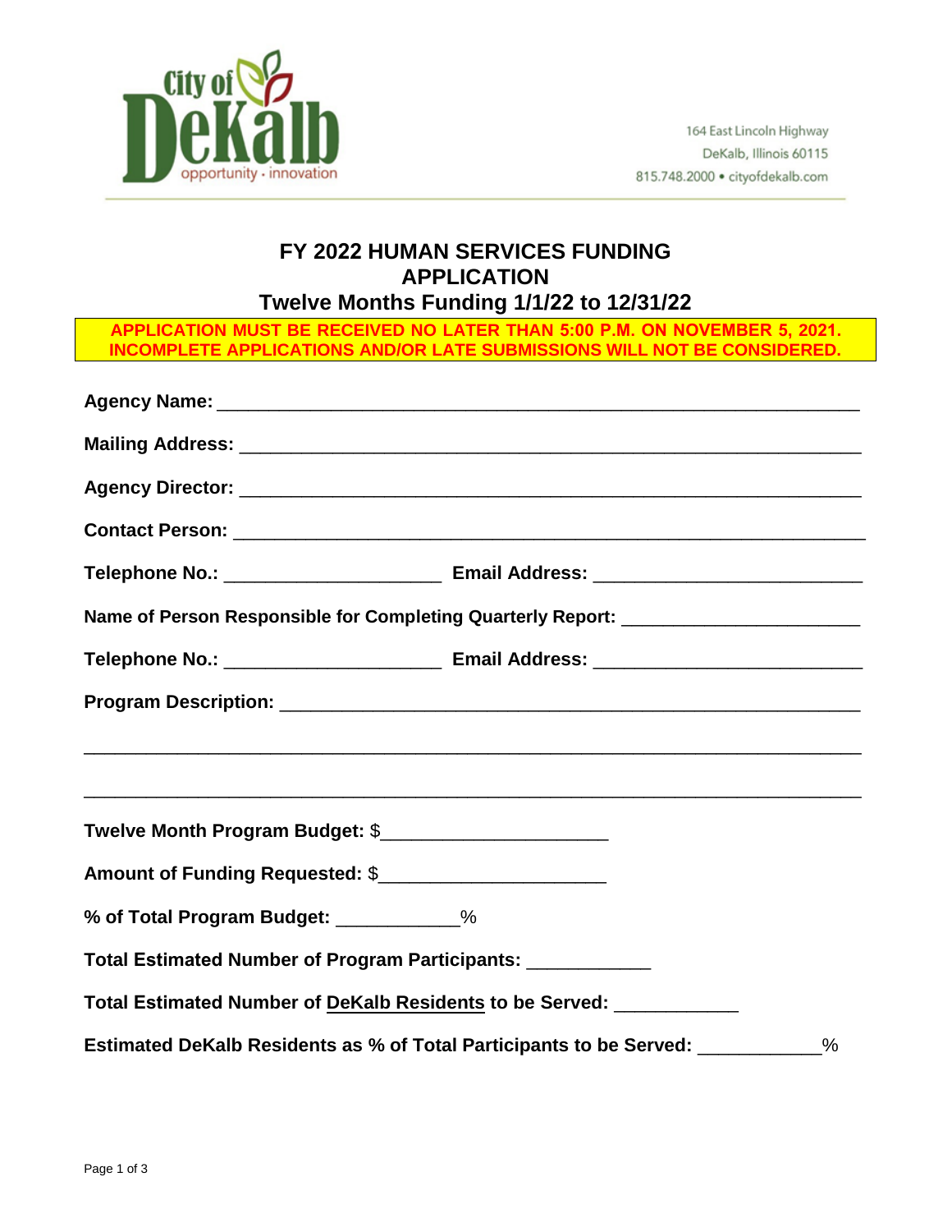City of DeKalb
opportunity · innovation

164 East Lincoln Highway
DeKalb, Illinois 60115
815.748.2000 • cityofdekalb.com

# FY 2022 HUMAN SERVICES FUNDING APPLICATION
## Twelve Months Funding 1/1/22 to 12/31/22

**APPLICATION MUST BE RECEIVED NO LATER THAN 5:00 P.M. ON NOVEMBER 5, 2021. INCOMPLETE APPLICATIONS AND/OR LATE SUBMISSIONS WILL NOT BE CONSIDERED.**

**Agency Name:** ______________________________________________________________

**Mailing Address:** ___________________________________________________________

**Agency Director:** ___________________________________________________________

**Contact Person:** ____________________________________________________________

**Telephone No.:** ____________________ **Email Address:** _________________________

**Name of Person Responsible for Completing Quarterly Report:** ______________________

**Telephone No.:** ____________________ **Email Address:** _________________________

**Program Description:** _________________________________________________________

______________________________________________________________________________

______________________________________________________________________________

**Twelve Month Program Budget:** $_____________________

**Amount of Funding Requested:** $_____________________

**% of Total Program Budget:** ___________%

**Total Estimated Number of Program Participants:** ___________

**Total Estimated Number of DeKalb Residents to be Served:** ___________

**Estimated DeKalb Residents as % of Total Participants to be Served:** ___________%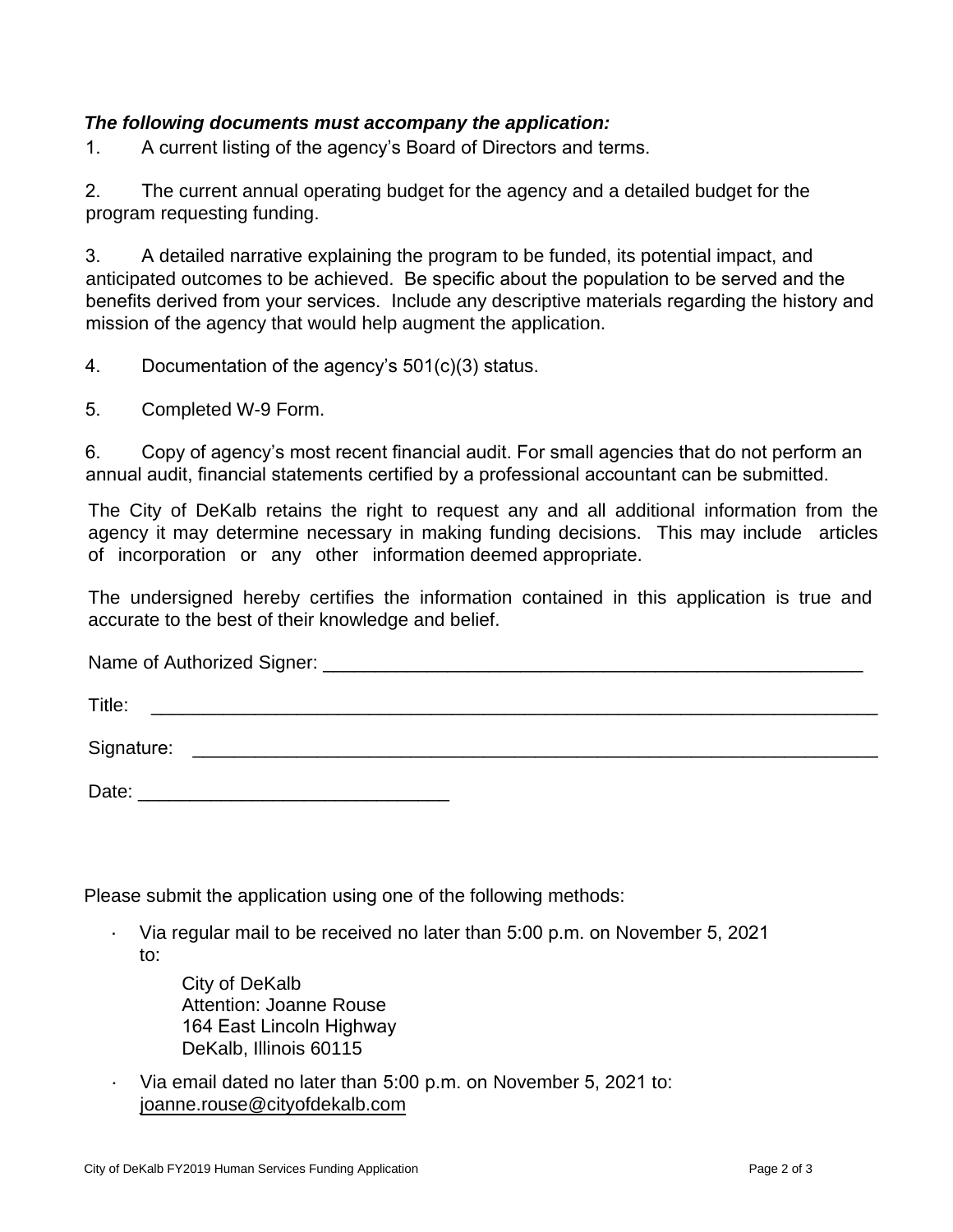***The following documents must accompany the application:***

1. A current listing of the agency's Board of Directors and terms.

2. The current annual operating budget for the agency and a detailed budget for the program requesting funding.

3. A detailed narrative explaining the program to be funded, its potential impact, and anticipated outcomes to be achieved. Be specific about the population to be served and the benefits derived from your services. Include any descriptive materials regarding the history and mission of the agency that would help augment the application.

4. Documentation of the agency's 501(c)(3) status.

5. Completed W-9 Form.

6. Copy of agency's most recent financial audit. For small agencies that do not perform an annual audit, financial statements certified by a professional accountant can be submitted.

The City of DeKalb retains the right to request any and all additional information from the agency it may determine necessary in making funding decisions. This may include articles of incorporation or any other information deemed appropriate.

The undersigned hereby certifies the information contained in this application is true and accurate to the best of their knowledge and belief.

Name of Authorized Signer: ______________________________________________________

Title: ________________________________________________________________________

Signature: ____________________________________________________________________

Date: ______________________________

Please submit the application using one of the following methods:

- Via regular mail to be received no later than 5:00 p.m. on November 5, 2021 to:

  City of DeKalb  
  Attention: Joanne Rouse  
  164 East Lincoln Highway  
  DeKalb, Illinois 60115

- Via email dated no later than 5:00 p.m. on November 5, 2021 to: joanne.rouse@cityofdekalb.com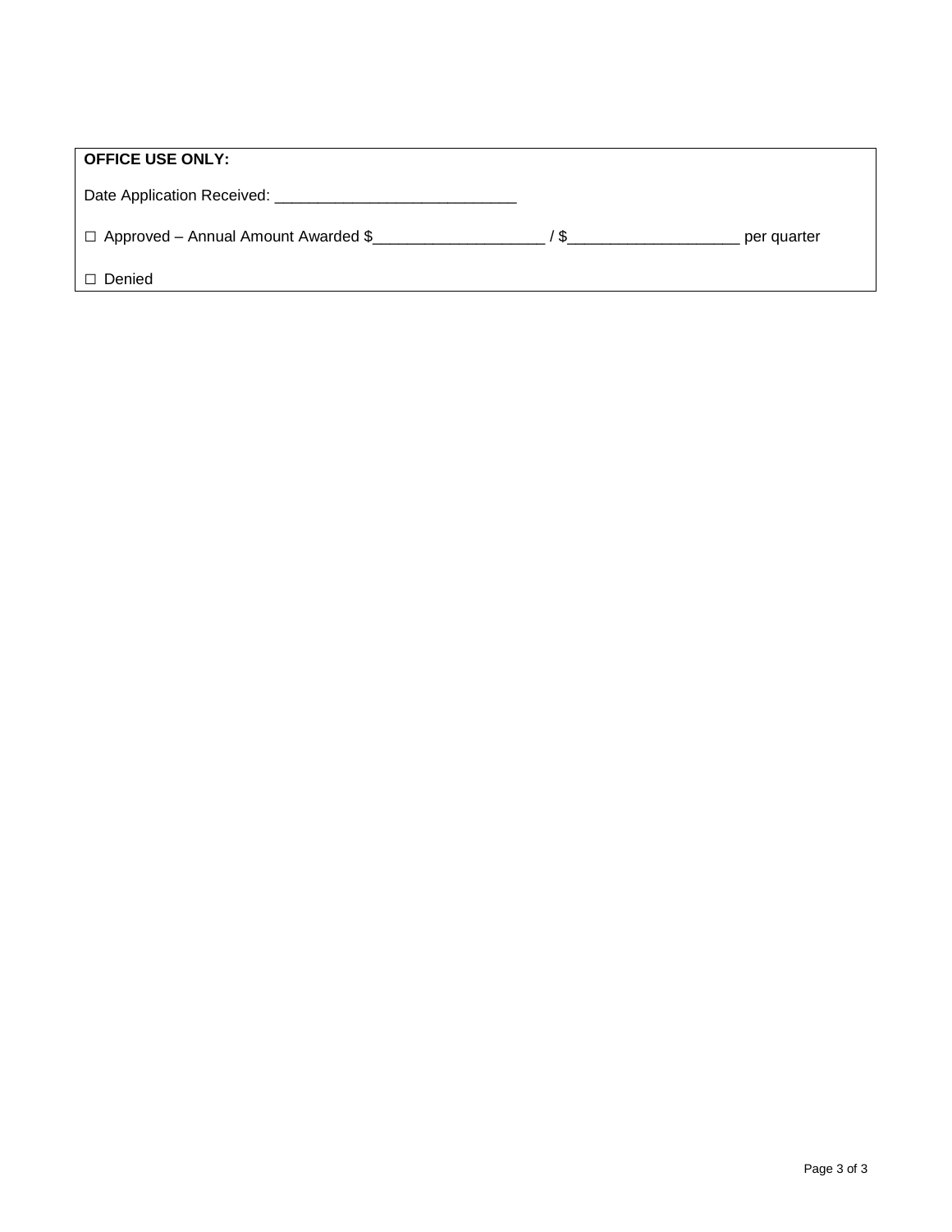**OFFICE USE ONLY:**

Date Application Received: ____________________________

☐ Approved – Annual Amount Awarded $___________________ / $___________________ per quarter

☐ Denied